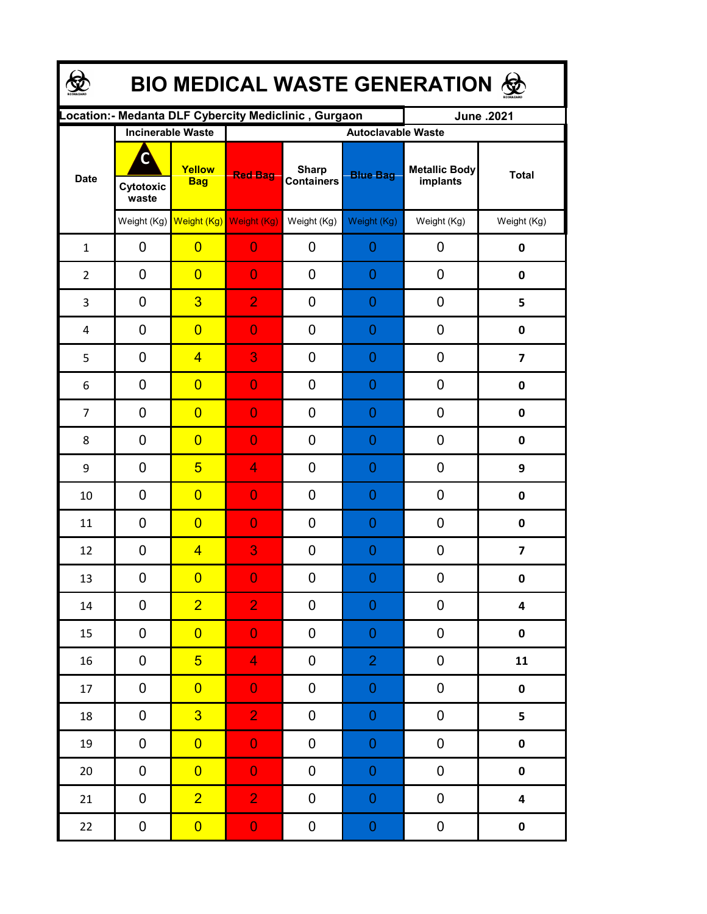# BIO MEDICAL WASTE GENERATION

| Location:- Medanta DLF Cybercity Mediclinic , Gurgaon | | | | | | | June .2021 |
|---|---|---|---|---|---|---|---|
| Date | Incinerable Waste | | Autoclavable Waste | | | | |
| | Cytotoxic waste | Yellow Bag | Red Bag | Sharp Containers | Blue Bag | Metallic Body implants | Total |
| | Weight (Kg) | Weight (Kg) | Weight (Kg) | Weight (Kg) | Weight (Kg) | Weight (Kg) | Weight (Kg) |
| 1 | 0 | 0 | 0 | 0 | 0 | 0 | **0** |
| 2 | 0 | 0 | 0 | 0 | 0 | 0 | **0** |
| 3 | 0 | 3 | 2 | 0 | 0 | 0 | **5** |
| 4 | 0 | 0 | 0 | 0 | 0 | 0 | **0** |
| 5 | 0 | 4 | 3 | 0 | 0 | 0 | **7** |
| 6 | 0 | 0 | 0 | 0 | 0 | 0 | **0** |
| 7 | 0 | 0 | 0 | 0 | 0 | 0 | **0** |
| 8 | 0 | 0 | 0 | 0 | 0 | 0 | **0** |
| 9 | 0 | 5 | 4 | 0 | 0 | 0 | **9** |
| 10 | 0 | 0 | 0 | 0 | 0 | 0 | **0** |
| 11 | 0 | 0 | 0 | 0 | 0 | 0 | **0** |
| 12 | 0 | 4 | 3 | 0 | 0 | 0 | **7** |
| 13 | 0 | 0 | 0 | 0 | 0 | 0 | **0** |
| 14 | 0 | 2 | 2 | 0 | 0 | 0 | **4** |
| 15 | 0 | 0 | 0 | 0 | 0 | 0 | **0** |
| 16 | 0 | 5 | 4 | 0 | 2 | 0 | **11** |
| 17 | 0 | 0 | 0 | 0 | 0 | 0 | **0** |
| 18 | 0 | 3 | 2 | 0 | 0 | 0 | **5** |
| 19 | 0 | 0 | 0 | 0 | 0 | 0 | **0** |
| 20 | 0 | 0 | 0 | 0 | 0 | 0 | **0** |
| 21 | 0 | 2 | 2 | 0 | 0 | 0 | **4** |
| 22 | 0 | 0 | 0 | 0 | 0 | 0 | **0** |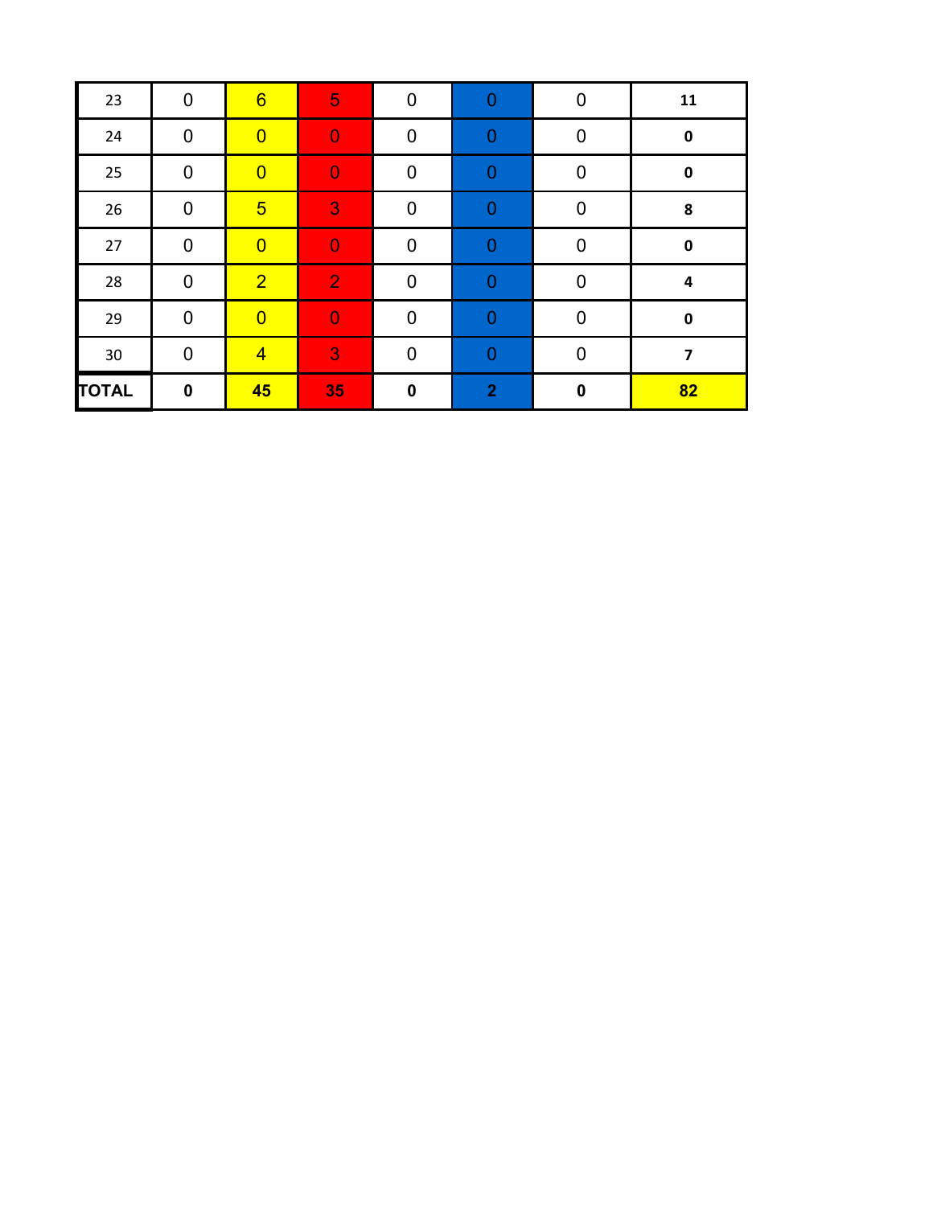| | | | | | | | |
|---|---|---|---|---|---|---|---|
| 23 | 0 | 6 | 5 | 0 | 0 | 0 | **11** |
| 24 | 0 | 0 | 0 | 0 | 0 | 0 | **0** |
| 25 | 0 | 0 | 0 | 0 | 0 | 0 | **0** |
| 26 | 0 | 5 | 3 | 0 | 0 | 0 | **8** |
| 27 | 0 | 0 | 0 | 0 | 0 | 0 | **0** |
| 28 | 0 | 2 | 2 | 0 | 0 | 0 | **4** |
| 29 | 0 | 0 | 0 | 0 | 0 | 0 | **0** |
| 30 | 0 | 4 | 3 | 0 | 0 | 0 | **7** |
| **TOTAL** | **0** | **45** | **35** | **0** | **2** | **0** | **82** |